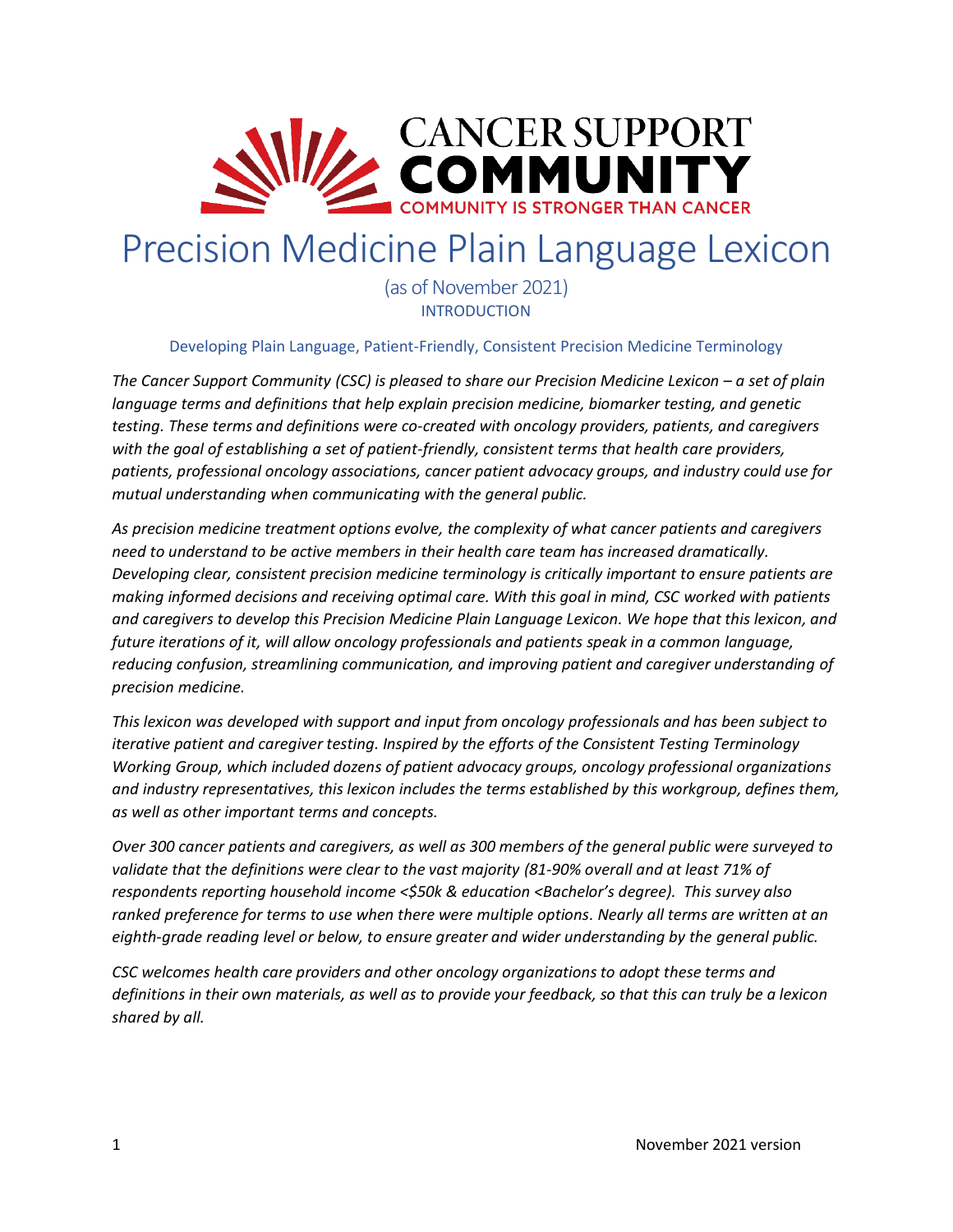CANCER SUPPORT COMMUNITY

COMMUNITY IS STRONGER THAN CANCER

# Precision Medicine Plain Language Lexicon

(as of November 2021)

INTRODUCTION

## Developing Plain Language, Patient-Friendly, Consistent Precision Medicine Terminology

*The Cancer Support Community (CSC) is pleased to share our Precision Medicine Lexicon – a set of plain language terms and definitions that help explain precision medicine, biomarker testing, and genetic testing. These terms and definitions were co-created with oncology providers, patients, and caregivers with the goal of establishing a set of patient-friendly, consistent terms that health care providers, patients, professional oncology associations, cancer patient advocacy groups, and industry could use for mutual understanding when communicating with the general public.*

*As precision medicine treatment options evolve, the complexity of what cancer patients and caregivers need to understand to be active members in their health care team has increased dramatically. Developing clear, consistent precision medicine terminology is critically important to ensure patients are making informed decisions and receiving optimal care. With this goal in mind, CSC worked with patients and caregivers to develop this Precision Medicine Plain Language Lexicon. We hope that this lexicon, and future iterations of it, will allow oncology professionals and patients speak in a common language, reducing confusion, streamlining communication, and improving patient and caregiver understanding of precision medicine.*

*This lexicon was developed with support and input from oncology professionals and has been subject to iterative patient and caregiver testing. Inspired by the efforts of the Consistent Testing Terminology Working Group, which included dozens of patient advocacy groups, oncology professional organizations and industry representatives, this lexicon includes the terms established by this workgroup, defines them, as well as other important terms and concepts.*

*Over 300 cancer patients and caregivers, as well as 300 members of the general public were surveyed to validate that the definitions were clear to the vast majority (81-90% overall and at least 71% of respondents reporting household income <$50k & education <Bachelor's degree). This survey also ranked preference for terms to use when there were multiple options. Nearly all terms are written at an eighth-grade reading level or below, to ensure greater and wider understanding by the general public.*

*CSC welcomes health care providers and other oncology organizations to adopt these terms and definitions in their own materials, as well as to provide your feedback, so that this can truly be a lexicon shared by all.*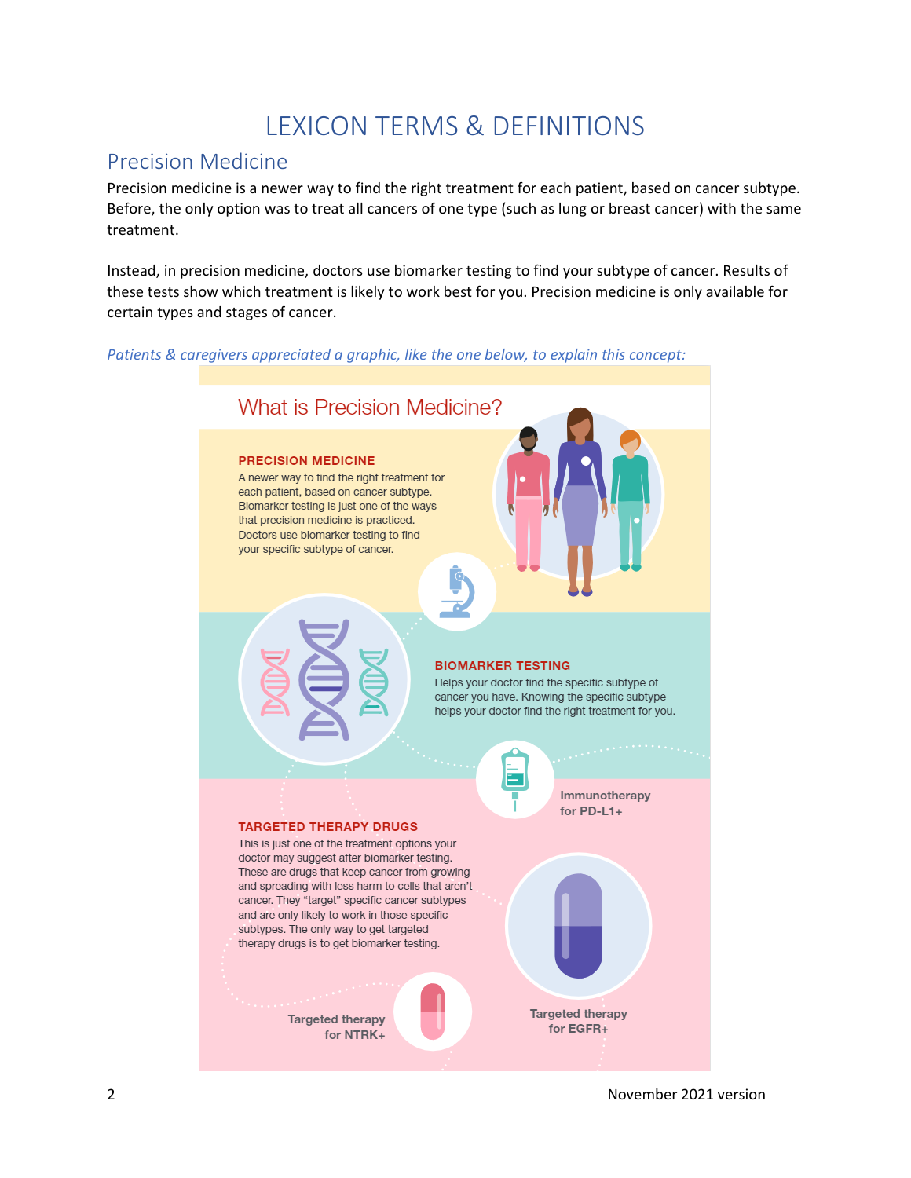# LEXICON TERMS & DEFINITIONS

## Precision Medicine

Precision medicine is a newer way to find the right treatment for each patient, based on cancer subtype. Before, the only option was to treat all cancers of one type (such as lung or breast cancer) with the same treatment.

Instead, in precision medicine, doctors use biomarker testing to find your subtype of cancer. Results of these tests show which treatment is likely to work best for you. Precision medicine is only available for certain types and stages of cancer.

*Patients & caregivers appreciated a graphic, like the one below, to explain this concept:*

### What is Precision Medicine?

**PRECISION MEDICINE**

A newer way to find the right treatment for each patient, based on cancer subtype. Biomarker testing is just one of the ways that precision medicine is practiced. Doctors use biomarker testing to find your specific subtype of cancer.

**BIOMARKER TESTING**

Helps your doctor find the specific subtype of cancer you have. Knowing the specific subtype helps your doctor find the right treatment for you.

Immunotherapy for PD-L1+

**TARGETED THERAPY DRUGS**

This is just one of the treatment options your doctor may suggest after biomarker testing. These are drugs that keep cancer from growing and spreading with less harm to cells that aren't cancer. They "target" specific cancer subtypes and are only likely to work in those specific subtypes. The only way to get targeted therapy drugs is to get biomarker testing.

Targeted therapy for EGFR+

Targeted therapy for NTRK+

November 2021 version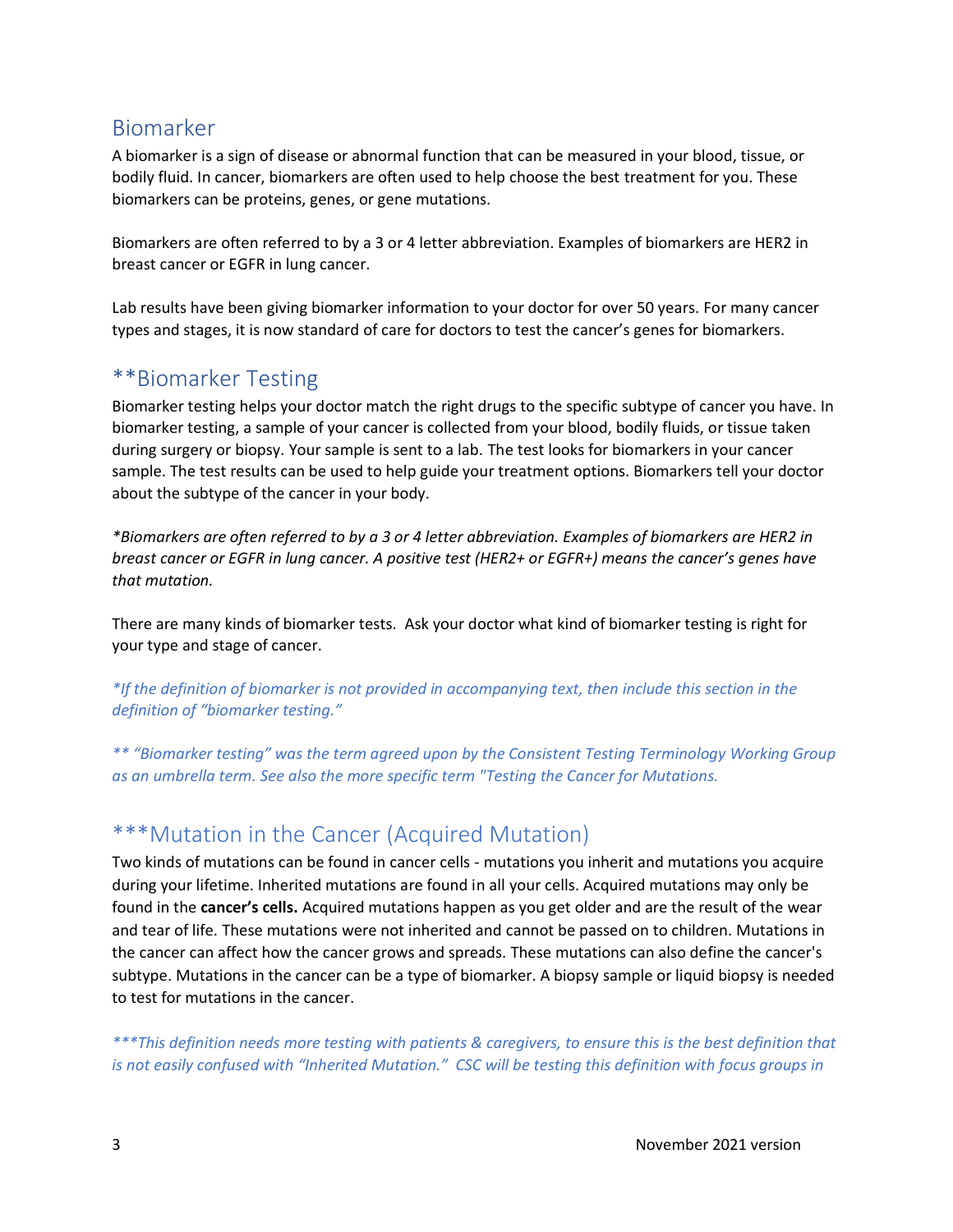## Biomarker

A biomarker is a sign of disease or abnormal function that can be measured in your blood, tissue, or bodily fluid. In cancer, biomarkers are often used to help choose the best treatment for you. These biomarkers can be proteins, genes, or gene mutations.

Biomarkers are often referred to by a 3 or 4 letter abbreviation. Examples of biomarkers are HER2 in breast cancer or EGFR in lung cancer.

Lab results have been giving biomarker information to your doctor for over 50 years. For many cancer types and stages, it is now standard of care for doctors to test the cancer's genes for biomarkers.

## **Biomarker Testing

Biomarker testing helps your doctor match the right drugs to the specific subtype of cancer you have. In biomarker testing, a sample of your cancer is collected from your blood, bodily fluids, or tissue taken during surgery or biopsy. Your sample is sent to a lab. The test looks for biomarkers in your cancer sample. The test results can be used to help guide your treatment options. Biomarkers tell your doctor about the subtype of the cancer in your body.

*\*Biomarkers are often referred to by a 3 or 4 letter abbreviation. Examples of biomarkers are HER2 in breast cancer or EGFR in lung cancer. A positive test (HER2+ or EGFR+) means the cancer's genes have that mutation.*

There are many kinds of biomarker tests. Ask your doctor what kind of biomarker testing is right for your type and stage of cancer.

*\*If the definition of biomarker is not provided in accompanying text, then include this section in the definition of "biomarker testing."*

*\*\* "Biomarker testing" was the term agreed upon by the Consistent Testing Terminology Working Group as an umbrella term. See also the more specific term "Testing the Cancer for Mutations.*

## ***Mutation in the Cancer (Acquired Mutation)

Two kinds of mutations can be found in cancer cells - mutations you inherit and mutations you acquire during your lifetime. Inherited mutations are found in all your cells. Acquired mutations may only be found in the **cancer's cells.** Acquired mutations happen as you get older and are the result of the wear and tear of life. These mutations were not inherited and cannot be passed on to children. Mutations in the cancer can affect how the cancer grows and spreads. These mutations can also define the cancer's subtype. Mutations in the cancer can be a type of biomarker. A biopsy sample or liquid biopsy is needed to test for mutations in the cancer.

*\*\*\*This definition needs more testing with patients & caregivers, to ensure this is the best definition that is not easily confused with "Inherited Mutation." CSC will be testing this definition with focus groups in*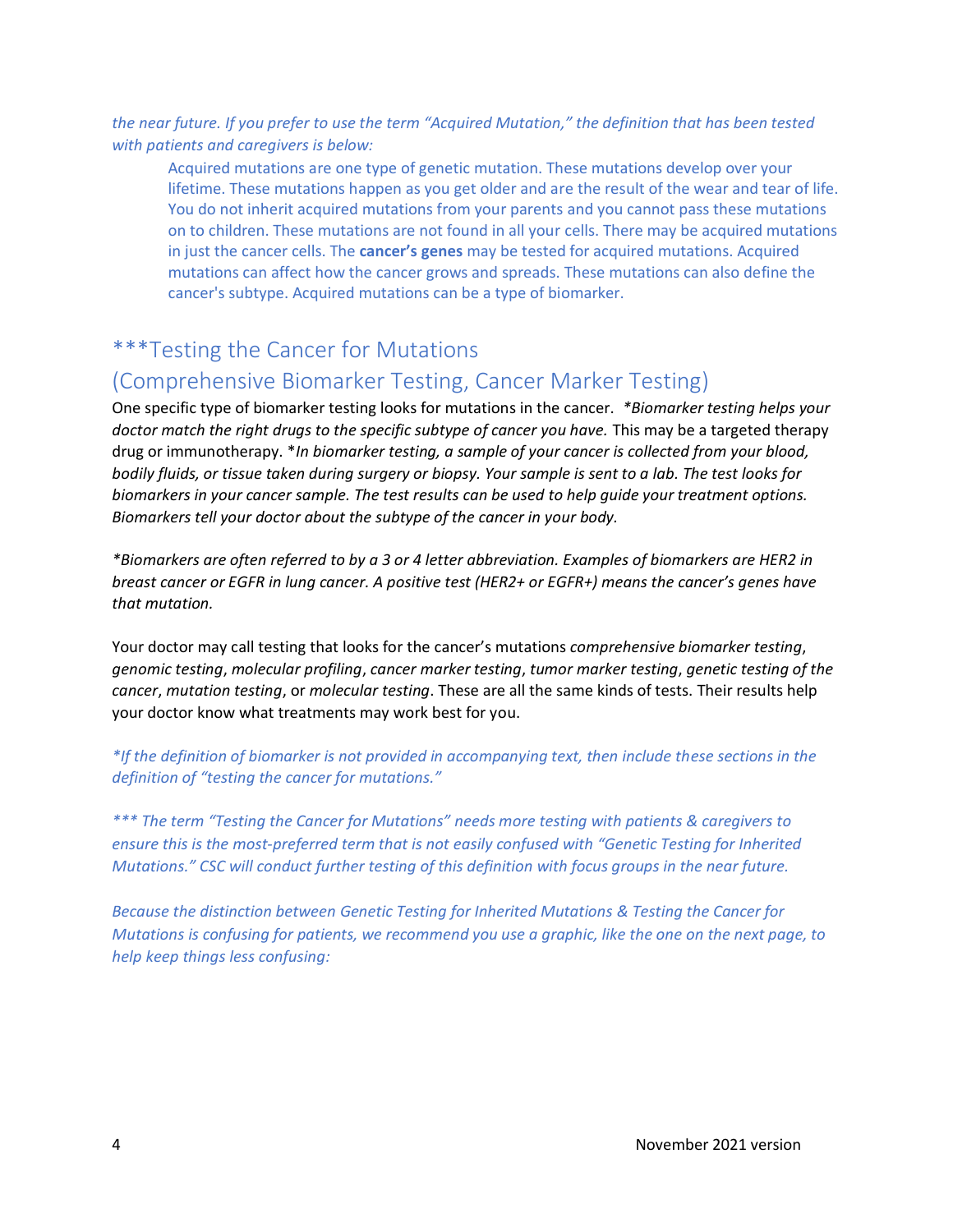*the near future. If you prefer to use the term "Acquired Mutation," the definition that has been tested with patients and caregivers is below:*

> Acquired mutations are one type of genetic mutation. These mutations develop over your lifetime. These mutations happen as you get older and are the result of the wear and tear of life. You do not inherit acquired mutations from your parents and you cannot pass these mutations on to children. These mutations are not found in all your cells. There may be acquired mutations in just the cancer cells. The **cancer's genes** may be tested for acquired mutations. Acquired mutations can affect how the cancer grows and spreads. These mutations can also define the cancer's subtype. Acquired mutations can be a type of biomarker.

## ***Testing the Cancer for Mutations (Comprehensive Biomarker Testing, Cancer Marker Testing)

One specific type of biomarker testing looks for mutations in the cancer. *\*Biomarker testing helps your doctor match the right drugs to the specific subtype of cancer you have.* This may be a targeted therapy drug or immunotherapy. \**In biomarker testing, a sample of your cancer is collected from your blood, bodily fluids, or tissue taken during surgery or biopsy. Your sample is sent to a lab. The test looks for biomarkers in your cancer sample. The test results can be used to help guide your treatment options. Biomarkers tell your doctor about the subtype of the cancer in your body.*

*\*Biomarkers are often referred to by a 3 or 4 letter abbreviation. Examples of biomarkers are HER2 in breast cancer or EGFR in lung cancer. A positive test (HER2+ or EGFR+) means the cancer's genes have that mutation.*

Your doctor may call testing that looks for the cancer's mutations *comprehensive biomarker testing*, *genomic testing*, *molecular profiling*, *cancer marker testing*, *tumor marker testing*, *genetic testing of the cancer*, *mutation testing*, or *molecular testing*. These are all the same kinds of tests. Their results help your doctor know what treatments may work best for you.

*\*If the definition of biomarker is not provided in accompanying text, then include these sections in the definition of "testing the cancer for mutations."*

*\*\*\* The term "Testing the Cancer for Mutations" needs more testing with patients & caregivers to ensure this is the most-preferred term that is not easily confused with "Genetic Testing for Inherited Mutations." CSC will conduct further testing of this definition with focus groups in the near future.*

*Because the distinction between Genetic Testing for Inherited Mutations & Testing the Cancer for Mutations is confusing for patients, we recommend you use a graphic, like the one on the next page, to help keep things less confusing:*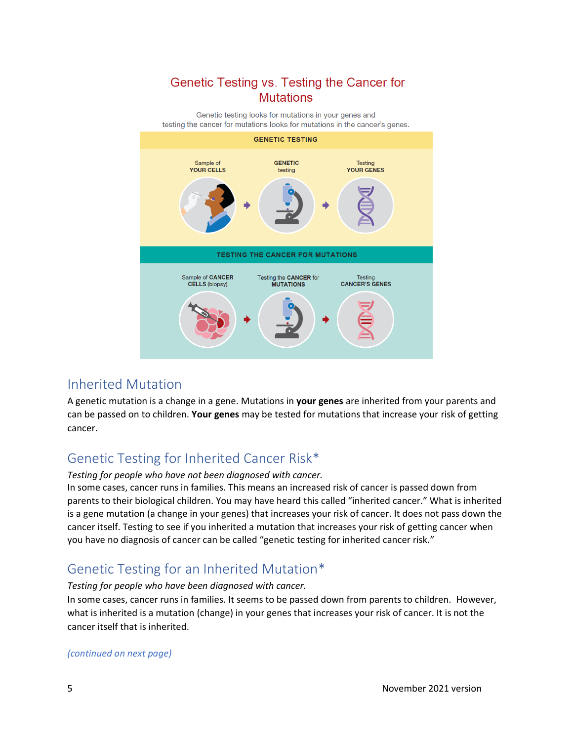## Genetic Testing vs. Testing the Cancer for Mutations

Genetic testing looks for mutations in your genes and testing the cancer for mutations looks for mutations in the cancer's genes.

**GENETIC TESTING**

Sample of **YOUR CELLS** → **GENETIC** testing → Testing **YOUR GENES**

**TESTING THE CANCER FOR MUTATIONS**

Sample of **CANCER CELLS** (biopsy) → Testing the **CANCER** for **MUTATIONS** → Testing **CANCER'S GENES**

## Inherited Mutation

A genetic mutation is a change in a gene. Mutations in **your genes** are inherited from your parents and can be passed on to children. **Your genes** may be tested for mutations that increase your risk of getting cancer.

## Genetic Testing for Inherited Cancer Risk*

*Testing for people who have not been diagnosed with cancer.*

In some cases, cancer runs in families. This means an increased risk of cancer is passed down from parents to their biological children. You may have heard this called "inherited cancer." What is inherited is a gene mutation (a change in your genes) that increases your risk of cancer. It does not pass down the cancer itself. Testing to see if you inherited a mutation that increases your risk of getting cancer when you have no diagnosis of cancer can be called "genetic testing for inherited cancer risk."

## Genetic Testing for an Inherited Mutation*

*Testing for people who have been diagnosed with cancer.*

In some cases, cancer runs in families. It seems to be passed down from parents to children. However, what is inherited is a mutation (change) in your genes that increases your risk of cancer. It is not the cancer itself that is inherited.

*(continued on next page)*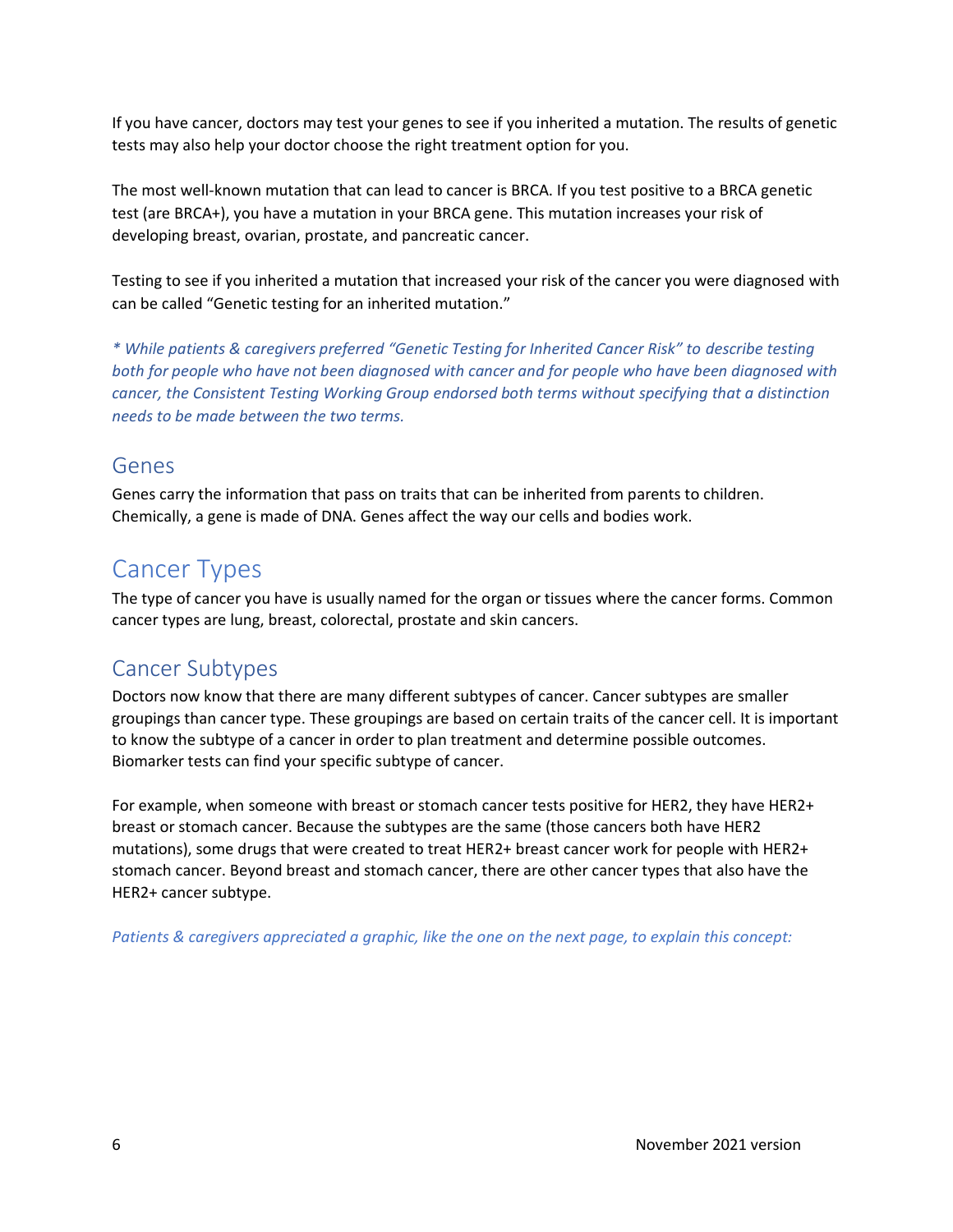If you have cancer, doctors may test your genes to see if you inherited a mutation. The results of genetic tests may also help your doctor choose the right treatment option for you.

The most well-known mutation that can lead to cancer is BRCA. If you test positive to a BRCA genetic test (are BRCA+), you have a mutation in your BRCA gene. This mutation increases your risk of developing breast, ovarian, prostate, and pancreatic cancer.

Testing to see if you inherited a mutation that increased your risk of the cancer you were diagnosed with can be called “Genetic testing for an inherited mutation.”

*\* While patients & caregivers preferred “Genetic Testing for Inherited Cancer Risk” to describe testing both for people who have not been diagnosed with cancer and for people who have been diagnosed with cancer, the Consistent Testing Working Group endorsed both terms without specifying that a distinction needs to be made between the two terms.*

### Genes

Genes carry the information that pass on traits that can be inherited from parents to children. Chemically, a gene is made of DNA. Genes affect the way our cells and bodies work.

## Cancer Types

The type of cancer you have is usually named for the organ or tissues where the cancer forms. Common cancer types are lung, breast, colorectal, prostate and skin cancers.

### Cancer Subtypes

Doctors now know that there are many different subtypes of cancer. Cancer subtypes are smaller groupings than cancer type. These groupings are based on certain traits of the cancer cell. It is important to know the subtype of a cancer in order to plan treatment and determine possible outcomes. Biomarker tests can find your specific subtype of cancer.

For example, when someone with breast or stomach cancer tests positive for HER2, they have HER2+ breast or stomach cancer. Because the subtypes are the same (those cancers both have HER2 mutations), some drugs that were created to treat HER2+ breast cancer work for people with HER2+ stomach cancer. Beyond breast and stomach cancer, there are other cancer types that also have the HER2+ cancer subtype.

*Patients & caregivers appreciated a graphic, like the one on the next page, to explain this concept:*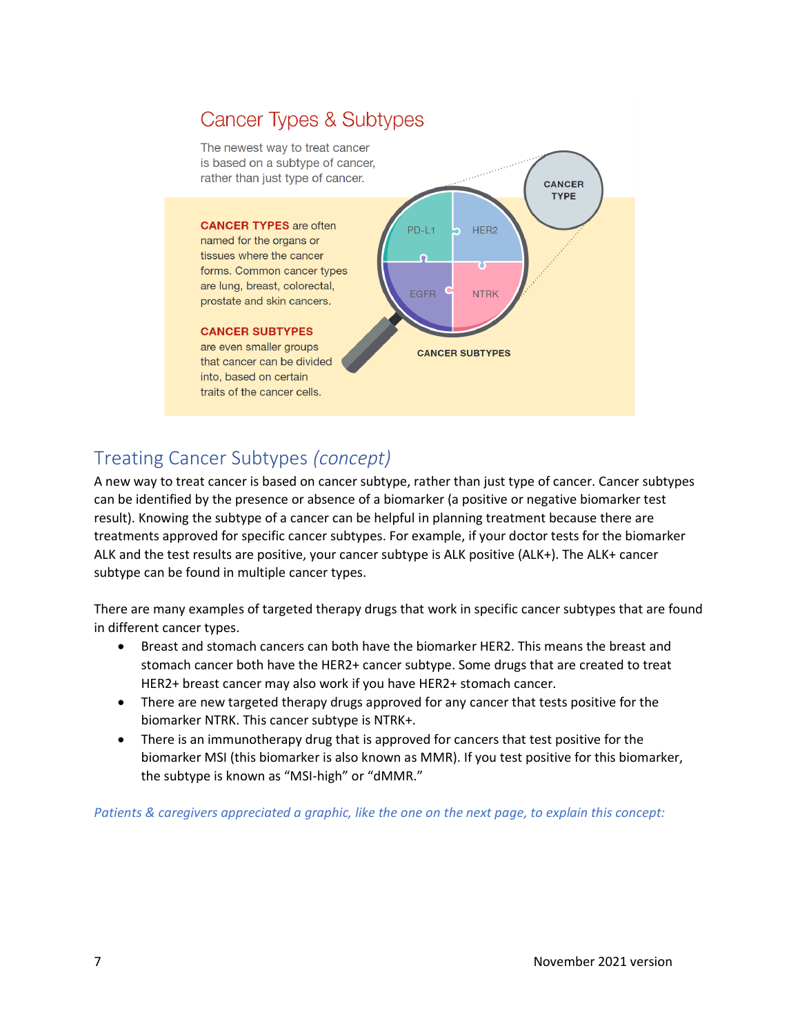## Cancer Types & Subtypes

The newest way to treat cancer is based on a subtype of cancer, rather than just type of cancer.

**CANCER TYPES** are often named for the organs or tissues where the cancer forms. Common cancer types are lung, breast, colorectal, prostate and skin cancers.

**CANCER SUBTYPES** are even smaller groups that cancer can be divided into, based on certain traits of the cancer cells.

CANCER TYPE

PD-L1 HER2 EGFR NTRK

CANCER SUBTYPES

## Treating Cancer Subtypes *(concept)*

A new way to treat cancer is based on cancer subtype, rather than just type of cancer. Cancer subtypes can be identified by the presence or absence of a biomarker (a positive or negative biomarker test result). Knowing the subtype of a cancer can be helpful in planning treatment because there are treatments approved for specific cancer subtypes. For example, if your doctor tests for the biomarker ALK and the test results are positive, your cancer subtype is ALK positive (ALK+). The ALK+ cancer subtype can be found in multiple cancer types.

There are many examples of targeted therapy drugs that work in specific cancer subtypes that are found in different cancer types.

- Breast and stomach cancers can both have the biomarker HER2. This means the breast and stomach cancer both have the HER2+ cancer subtype. Some drugs that are created to treat HER2+ breast cancer may also work if you have HER2+ stomach cancer.
- There are new targeted therapy drugs approved for any cancer that tests positive for the biomarker NTRK. This cancer subtype is NTRK+.
- There is an immunotherapy drug that is approved for cancers that test positive for the biomarker MSI (this biomarker is also known as MMR). If you test positive for this biomarker, the subtype is known as "MSI-high" or "dMMR."

*Patients & caregivers appreciated a graphic, like the one on the next page, to explain this concept:*

November 2021 version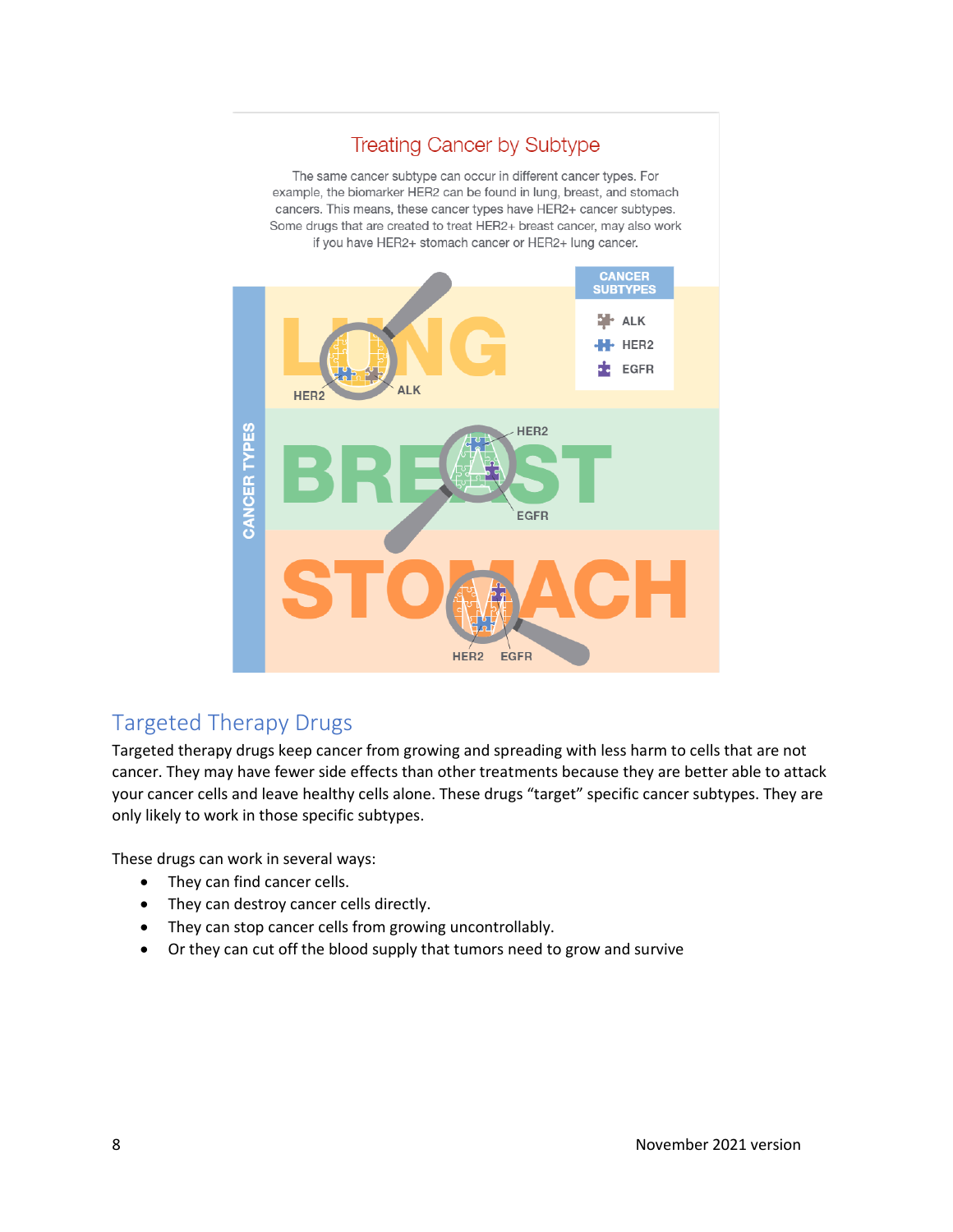## Treating Cancer by Subtype

The same cancer subtype can occur in different cancer types. For example, the biomarker HER2 can be found in lung, breast, and stomach cancers. This means, these cancer types have HER2+ cancer subtypes. Some drugs that are created to treat HER2+ breast cancer, may also work if you have HER2+ stomach cancer or HER2+ lung cancer.

CANCER SUBTYPES: ALK, HER2, EGFR

CANCER TYPES: LUNG (HER2, ALK), BREAST (HER2, EGFR), STOMACH (HER2, EGFR)

## Targeted Therapy Drugs

Targeted therapy drugs keep cancer from growing and spreading with less harm to cells that are not cancer. They may have fewer side effects than other treatments because they are better able to attack your cancer cells and leave healthy cells alone. These drugs "target" specific cancer subtypes. They are only likely to work in those specific subtypes.

These drugs can work in several ways:

- They can find cancer cells.
- They can destroy cancer cells directly.
- They can stop cancer cells from growing uncontrollably.
- Or they can cut off the blood supply that tumors need to grow and survive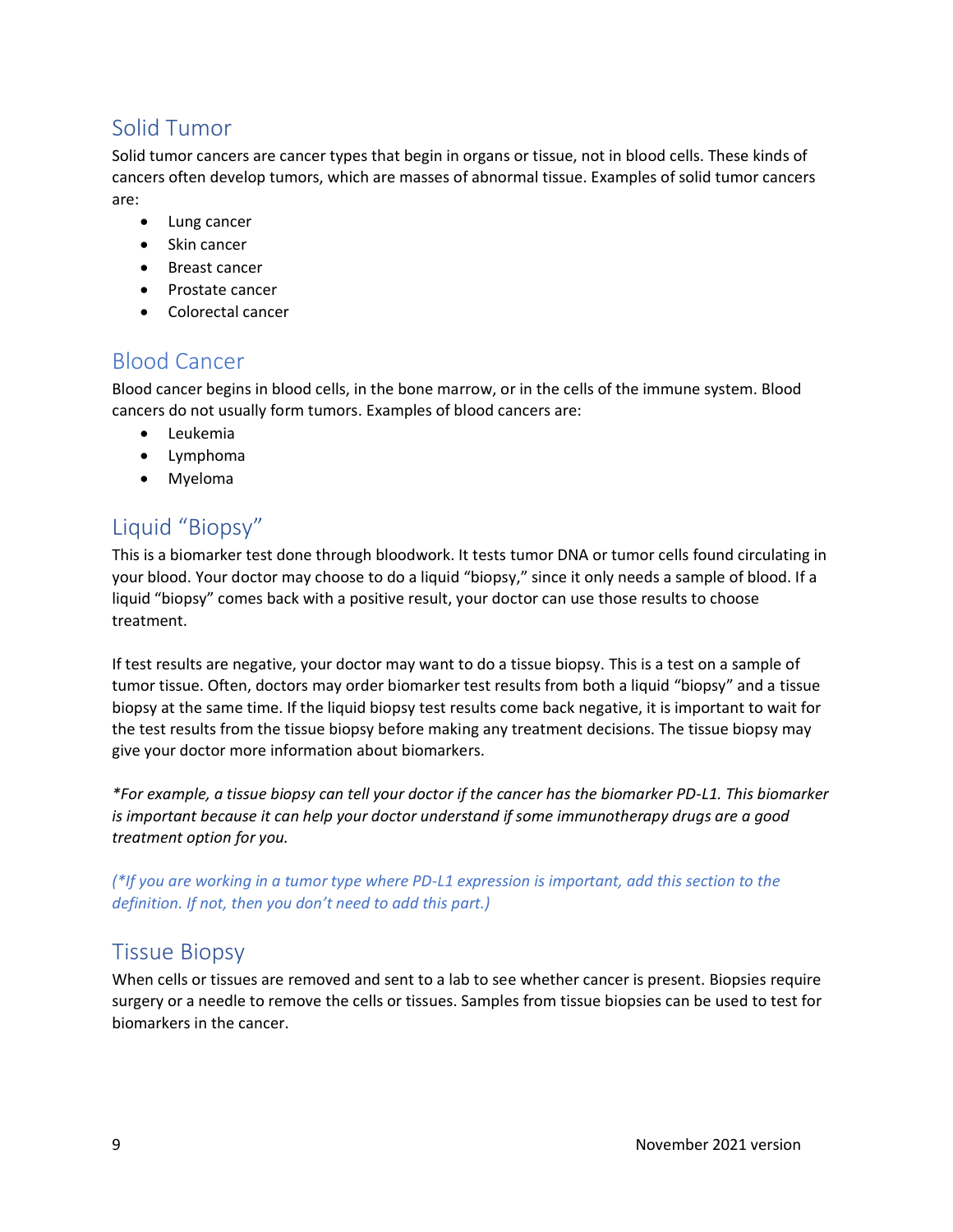## Solid Tumor

Solid tumor cancers are cancer types that begin in organs or tissue, not in blood cells. These kinds of cancers often develop tumors, which are masses of abnormal tissue. Examples of solid tumor cancers are:

- Lung cancer
- Skin cancer
- Breast cancer
- Prostate cancer
- Colorectal cancer

## Blood Cancer

Blood cancer begins in blood cells, in the bone marrow, or in the cells of the immune system. Blood cancers do not usually form tumors. Examples of blood cancers are:

- Leukemia
- Lymphoma
- Myeloma

## Liquid "Biopsy"

This is a biomarker test done through bloodwork. It tests tumor DNA or tumor cells found circulating in your blood. Your doctor may choose to do a liquid "biopsy," since it only needs a sample of blood. If a liquid "biopsy" comes back with a positive result, your doctor can use those results to choose treatment.

If test results are negative, your doctor may want to do a tissue biopsy. This is a test on a sample of tumor tissue. Often, doctors may order biomarker test results from both a liquid "biopsy" and a tissue biopsy at the same time. If the liquid biopsy test results come back negative, it is important to wait for the test results from the tissue biopsy before making any treatment decisions. The tissue biopsy may give your doctor more information about biomarkers.

*\*For example, a tissue biopsy can tell your doctor if the cancer has the biomarker PD-L1. This biomarker is important because it can help your doctor understand if some immunotherapy drugs are a good treatment option for you.*

*(\*If you are working in a tumor type where PD-L1 expression is important, add this section to the definition. If not, then you don't need to add this part.)*

## Tissue Biopsy

When cells or tissues are removed and sent to a lab to see whether cancer is present. Biopsies require surgery or a needle to remove the cells or tissues. Samples from tissue biopsies can be used to test for biomarkers in the cancer.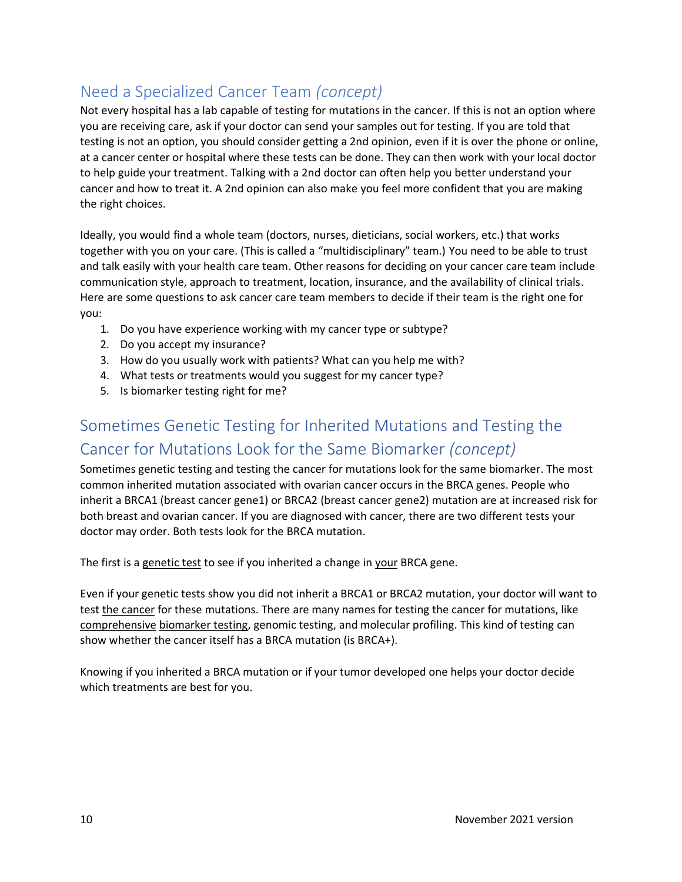## Need a Specialized Cancer Team *(concept)*

Not every hospital has a lab capable of testing for mutations in the cancer. If this is not an option where you are receiving care, ask if your doctor can send your samples out for testing. If you are told that testing is not an option, you should consider getting a 2nd opinion, even if it is over the phone or online, at a cancer center or hospital where these tests can be done. They can then work with your local doctor to help guide your treatment. Talking with a 2nd doctor can often help you better understand your cancer and how to treat it. A 2nd opinion can also make you feel more confident that you are making the right choices.

Ideally, you would find a whole team (doctors, nurses, dieticians, social workers, etc.) that works together with you on your care. (This is called a "multidisciplinary" team.) You need to be able to trust and talk easily with your health care team. Other reasons for deciding on your cancer care team include communication style, approach to treatment, location, insurance, and the availability of clinical trials. Here are some questions to ask cancer care team members to decide if their team is the right one for you:

1. Do you have experience working with my cancer type or subtype?
2. Do you accept my insurance?
3. How do you usually work with patients? What can you help me with?
4. What tests or treatments would you suggest for my cancer type?
5. Is biomarker testing right for me?

## Sometimes Genetic Testing for Inherited Mutations and Testing the Cancer for Mutations Look for the Same Biomarker *(concept)*

Sometimes genetic testing and testing the cancer for mutations look for the same biomarker. The most common inherited mutation associated with ovarian cancer occurs in the BRCA genes. People who inherit a BRCA1 (breast cancer gene1) or BRCA2 (breast cancer gene2) mutation are at increased risk for both breast and ovarian cancer. If you are diagnosed with cancer, there are two different tests your doctor may order. Both tests look for the BRCA mutation.

The first is a <u>genetic test</u> to see if you inherited a change in <u>your</u> BRCA gene.

Even if your genetic tests show you did not inherit a BRCA1 or BRCA2 mutation, your doctor will want to test <u>the cancer</u> for these mutations. There are many names for testing the cancer for mutations, like <u>comprehensive</u> <u>biomarker testing</u>, genomic testing, and molecular profiling. This kind of testing can show whether the cancer itself has a BRCA mutation (is BRCA+).

Knowing if you inherited a BRCA mutation or if your tumor developed one helps your doctor decide which treatments are best for you.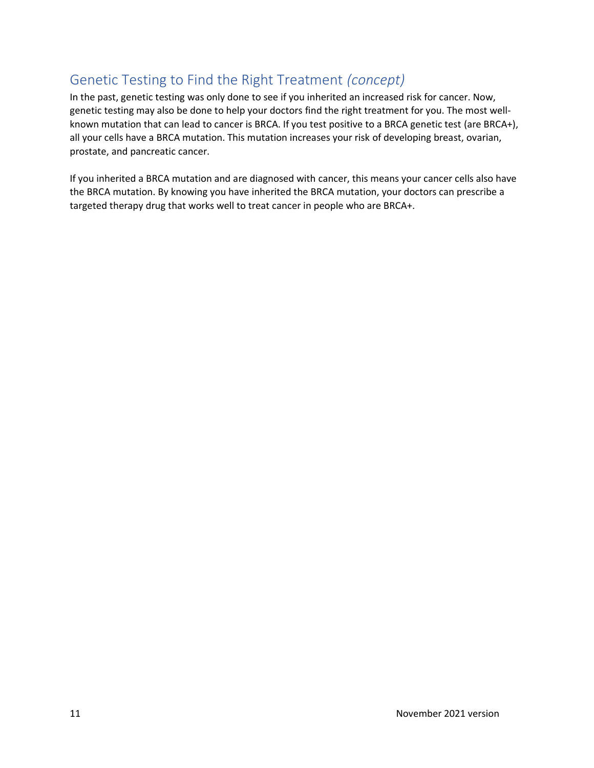## Genetic Testing to Find the Right Treatment *(concept)*

In the past, genetic testing was only done to see if you inherited an increased risk for cancer. Now, genetic testing may also be done to help your doctors find the right treatment for you. The most well-known mutation that can lead to cancer is BRCA. If you test positive to a BRCA genetic test (are BRCA+), all your cells have a BRCA mutation. This mutation increases your risk of developing breast, ovarian, prostate, and pancreatic cancer.

If you inherited a BRCA mutation and are diagnosed with cancer, this means your cancer cells also have the BRCA mutation. By knowing you have inherited the BRCA mutation, your doctors can prescribe a targeted therapy drug that works well to treat cancer in people who are BRCA+.